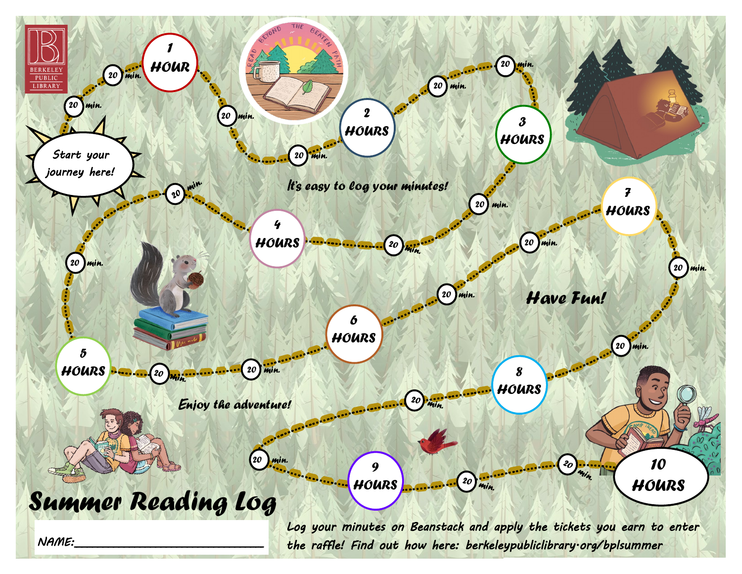BERKELEY PUBLIC LIBRARY

READ BEYOND THE BEATEN PATH

Start your journey here!

20 min. → 20 min. → **1 HOUR** → 20 min. → 20 min. → **2 HOURS** → 20 min. → 20 min. → **3 HOURS** → 20 min. → 20 min. → **4 HOURS** → 20 min. → 20 min. → **5 HOURS** → 20 min. → 20 min. → **6 HOURS** → 20 min. → 20 min. → **7 HOURS** → 20 min. → 20 min. → **8 HOURS** → 20 min. → 20 min. → **9 HOURS** → 20 min. → 20 min. → **10 HOURS**

*It's easy to log your minutes!*

*Have Fun!*

*Enjoy the adventure!*

# Summer Reading Log

NAME:______________________________

*Log your minutes on Beanstack and apply the tickets you earn to enter the raffle! Find out how here: berkeleypubliclibrary.org/bplsummer*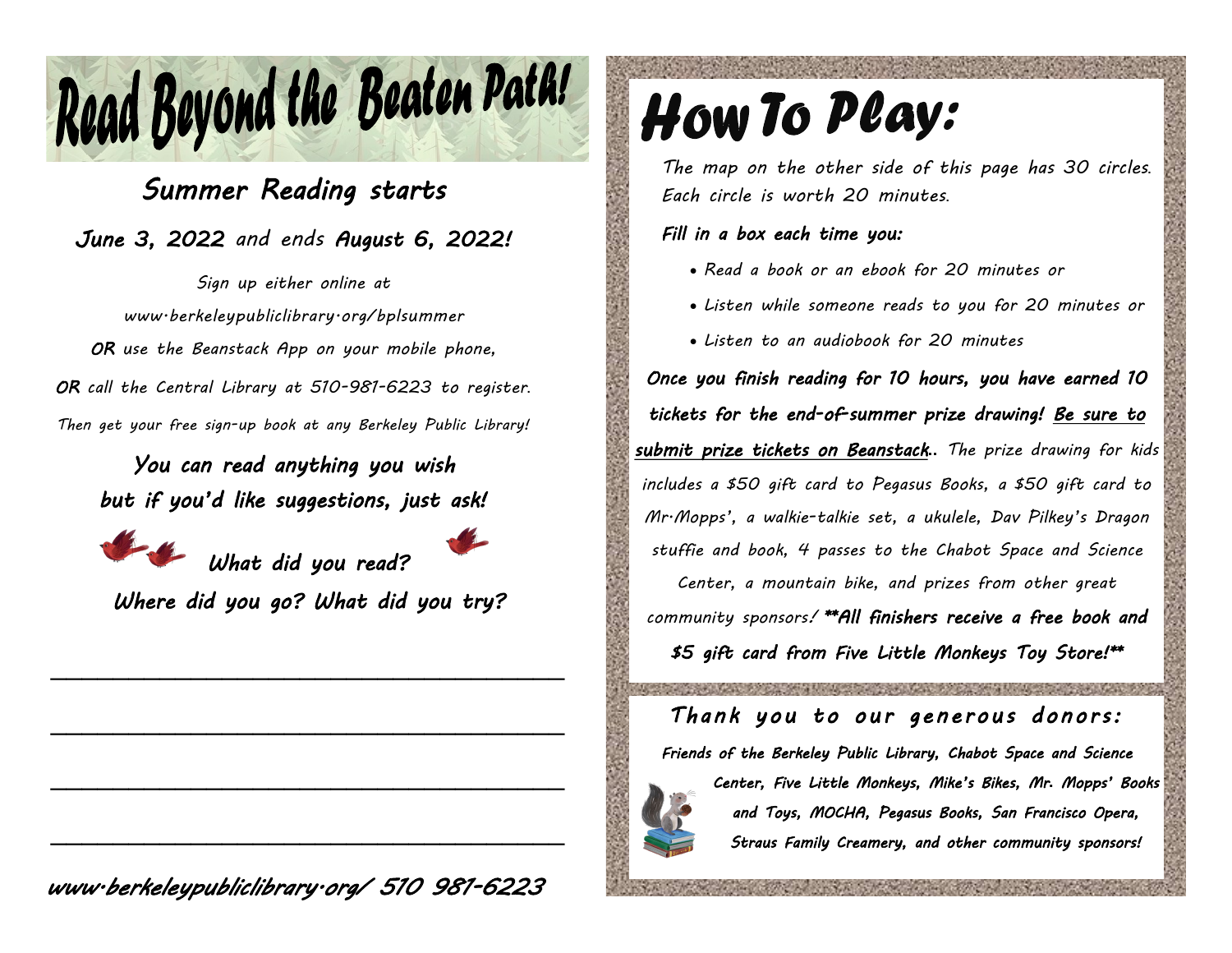# Read Beyond the Beaten Path!

## *Summer Reading starts*

***June 3, 2022*** *and ends* ***August 6, 2022!***

*Sign up either online at*

*www.berkeleypubliclibrary.org/bplsummer*

***OR*** *use the Beanstack App on your mobile phone,*

***OR*** *call the Central Library at 510-981-6223 to register.*

*Then get your free sign-up book at any Berkeley Public Library!*

***You can read anything you wish***
***but if you'd like suggestions, just ask!***

***What did you read?***
***Where did you go? What did you try?***

\_\_\_\_\_\_\_\_\_\_\_\_\_\_\_\_\_\_\_\_\_\_\_\_\_\_\_\_\_\_\_\_\_\_\_\_\_\_\_\_

\_\_\_\_\_\_\_\_\_\_\_\_\_\_\_\_\_\_\_\_\_\_\_\_\_\_\_\_\_\_\_\_\_\_\_\_\_\_\_\_

\_\_\_\_\_\_\_\_\_\_\_\_\_\_\_\_\_\_\_\_\_\_\_\_\_\_\_\_\_\_\_\_\_\_\_\_\_\_\_\_

\_\_\_\_\_\_\_\_\_\_\_\_\_\_\_\_\_\_\_\_\_\_\_\_\_\_\_\_\_\_\_\_\_\_\_\_\_\_\_\_

***www.berkeleypubliclibrary.org/ 510 981-6223***

# How To Play:

*The map on the other side of this page has 30 circles. Each circle is worth 20 minutes.*

***Fill in a box each time you:***

- *Read a book or an ebook for 20 minutes or*
- *Listen while someone reads to you for 20 minutes or*
- *Listen to an audiobook for 20 minutes*

***Once you finish reading for 10 hours, you have earned 10 tickets for the end-of-summer prize drawing! Be sure to submit prize tickets on Beanstack.*** *The prize drawing for kids includes a $50 gift card to Pegasus Books, a $50 gift card to Mr.Mopps', a walkie-talkie set, a ukulele, Dav Pilkey's Dragon stuffie and book, 4 passes to the Chabot Space and Science Center, a mountain bike, and prizes from other great community sponsors!* ***\*\*All finishers receive a free book and $5 gift card from Five Little Monkeys Toy Store!\*\****

## *Thank you to our generous donors:*

***Friends of the Berkeley Public Library, Chabot Space and Science Center, Five Little Monkeys, Mike's Bikes, Mr. Mopps' Books and Toys, MOCHA, Pegasus Books, San Francisco Opera, Straus Family Creamery, and other community sponsors!***